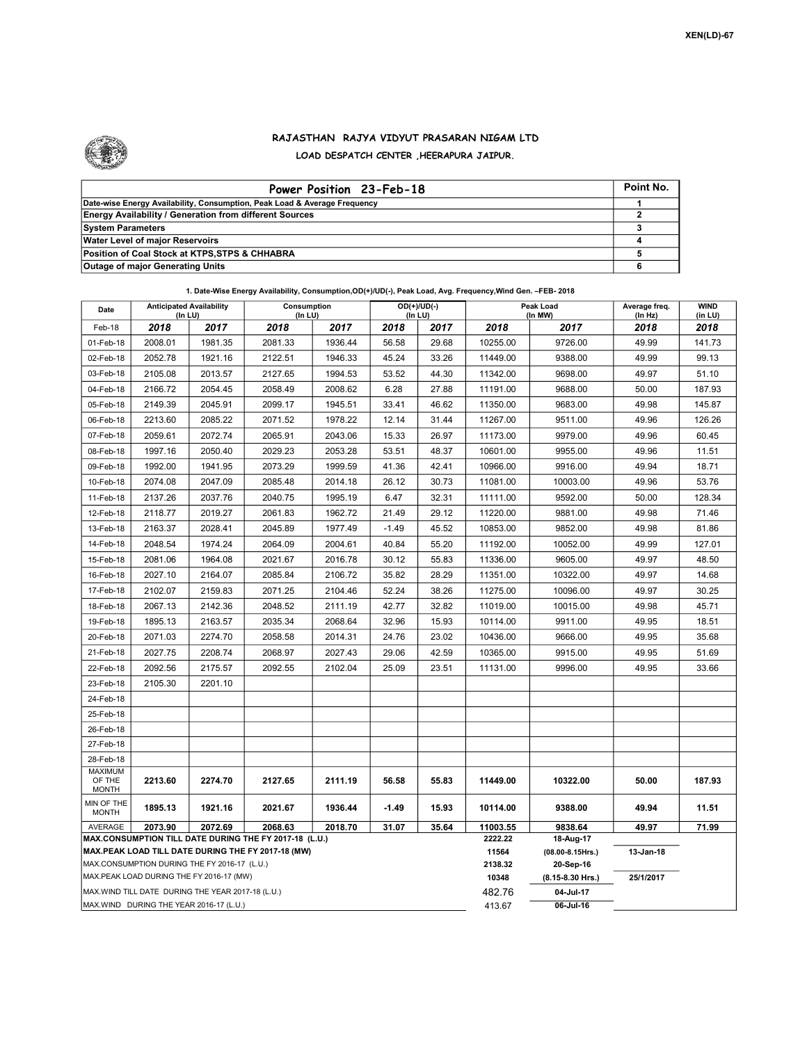XEN(LD)-67

RAJASTHAN RAJYA VIDYUT PRASARAN NIGAM LTD

LOAD DESPATCH CENTER ,HEERAPURA JAIPUR.

| Power Position 23-Feb-18 | Point No. |
|---|---|
| Date-wise Energy Availability, Consumption, Peak Load & Average Frequency | 1 |
| Energy Availability / Generation from different Sources | 2 |
| System Parameters | 3 |
| Water Level of major Reservoirs | 4 |
| Position of Coal Stock at KTPS,STPS & CHHABRA | 5 |
| Outage of major Generating Units | 6 |

1. Date-Wise Energy Availability, Consumption,OD(+)/UD(-), Peak Load, Avg. Frequency,Wind Gen. –FEB- 2018

| Date | Anticipated Availability (In LU) | | Consumption (In LU) | | OD(+)/UD(-) (In LU) | | Peak Load (In MW) | | Average freq. (In Hz) | WIND (in LU) |
|---|---|---|---|---|---|---|---|---|---|---|
| Feb-18 | 2018 | 2017 | 2018 | 2017 | 2018 | 2017 | 2018 | 2017 | 2018 | 2018 |
| 01-Feb-18 | 2008.01 | 1981.35 | 2081.33 | 1936.44 | 56.58 | 29.68 | 10255.00 | 9726.00 | 49.99 | 141.73 |
| 02-Feb-18 | 2052.78 | 1921.16 | 2122.51 | 1946.33 | 45.24 | 33.26 | 11449.00 | 9388.00 | 49.99 | 99.13 |
| 03-Feb-18 | 2105.08 | 2013.57 | 2127.65 | 1994.53 | 53.52 | 44.30 | 11342.00 | 9698.00 | 49.97 | 51.10 |
| 04-Feb-18 | 2166.72 | 2054.45 | 2058.49 | 2008.62 | 6.28 | 27.88 | 11191.00 | 9688.00 | 50.00 | 187.93 |
| 05-Feb-18 | 2149.39 | 2045.91 | 2099.17 | 1945.51 | 33.41 | 46.62 | 11350.00 | 9683.00 | 49.98 | 145.87 |
| 06-Feb-18 | 2213.60 | 2085.22 | 2071.52 | 1978.22 | 12.14 | 31.44 | 11267.00 | 9511.00 | 49.96 | 126.26 |
| 07-Feb-18 | 2059.61 | 2072.74 | 2065.91 | 2043.06 | 15.33 | 26.97 | 11173.00 | 9979.00 | 49.96 | 60.45 |
| 08-Feb-18 | 1997.16 | 2050.40 | 2029.23 | 2053.28 | 53.51 | 48.37 | 10601.00 | 9955.00 | 49.96 | 11.51 |
| 09-Feb-18 | 1992.00 | 1941.95 | 2073.29 | 1999.59 | 41.36 | 42.41 | 10966.00 | 9916.00 | 49.94 | 18.71 |
| 10-Feb-18 | 2074.08 | 2047.09 | 2085.48 | 2014.18 | 26.12 | 30.73 | 11081.00 | 10003.00 | 49.96 | 53.76 |
| 11-Feb-18 | 2137.26 | 2037.76 | 2040.75 | 1995.19 | 6.47 | 32.31 | 11111.00 | 9592.00 | 50.00 | 128.34 |
| 12-Feb-18 | 2118.77 | 2019.27 | 2061.83 | 1962.72 | 21.49 | 29.12 | 11220.00 | 9881.00 | 49.98 | 71.46 |
| 13-Feb-18 | 2163.37 | 2028.41 | 2045.89 | 1977.49 | -1.49 | 45.52 | 10853.00 | 9852.00 | 49.98 | 81.86 |
| 14-Feb-18 | 2048.54 | 1974.24 | 2064.09 | 2004.61 | 40.84 | 55.20 | 11192.00 | 10052.00 | 49.99 | 127.01 |
| 15-Feb-18 | 2081.06 | 1964.08 | 2021.67 | 2016.78 | 30.12 | 55.83 | 11336.00 | 9605.00 | 49.97 | 48.50 |
| 16-Feb-18 | 2027.10 | 2164.07 | 2085.84 | 2106.72 | 35.82 | 28.29 | 11351.00 | 10322.00 | 49.97 | 14.68 |
| 17-Feb-18 | 2102.07 | 2159.83 | 2071.25 | 2104.46 | 52.24 | 38.26 | 11275.00 | 10096.00 | 49.97 | 30.25 |
| 18-Feb-18 | 2067.13 | 2142.36 | 2048.52 | 2111.19 | 42.77 | 32.82 | 11019.00 | 10015.00 | 49.98 | 45.71 |
| 19-Feb-18 | 1895.13 | 2163.57 | 2035.34 | 2068.64 | 32.96 | 15.93 | 10114.00 | 9911.00 | 49.95 | 18.51 |
| 20-Feb-18 | 2071.03 | 2274.70 | 2058.58 | 2014.31 | 24.76 | 23.02 | 10436.00 | 9666.00 | 49.95 | 35.68 |
| 21-Feb-18 | 2027.75 | 2208.74 | 2068.97 | 2027.43 | 29.06 | 42.59 | 10365.00 | 9915.00 | 49.95 | 51.69 |
| 22-Feb-18 | 2092.56 | 2175.57 | 2092.55 | 2102.04 | 25.09 | 23.51 | 11131.00 | 9996.00 | 49.95 | 33.66 |
| 23-Feb-18 | 2105.30 | 2201.10 | | | | | | | | |
| 24-Feb-18 | | | | | | | | | | |
| 25-Feb-18 | | | | | | | | | | |
| 26-Feb-18 | | | | | | | | | | |
| 27-Feb-18 | | | | | | | | | | |
| 28-Feb-18 | | | | | | | | | | |
| MAXIMUM OF THE MONTH | 2213.60 | 2274.70 | 2127.65 | 2111.19 | 56.58 | 55.83 | 11449.00 | 10322.00 | 50.00 | 187.93 |
| MIN OF THE MONTH | 1895.13 | 1921.16 | 2021.67 | 1936.44 | -1.49 | 15.93 | 10114.00 | 9388.00 | 49.94 | 11.51 |
| AVERAGE | 2073.90 | 2072.69 | 2068.63 | 2018.70 | 31.07 | 35.64 | 11003.55 | 9838.64 | 49.97 | 71.99 |

| | | | |
|---|---|---|---|
| MAX.CONSUMPTION TILL DATE DURING THE FY 2017-18 (L.U.) | 2222.22 | 18-Aug-17 | |
| MAX.PEAK LOAD TILL DATE DURING THE FY 2017-18 (MW) | 11564 | (08.00-8.15Hrs.) | 13-Jan-18 |
| MAX.CONSUMPTION DURING THE FY 2016-17 (L.U.) | 2138.32 | 20-Sep-16 | |
| MAX.PEAK LOAD DURING THE FY 2016-17 (MW) | 10348 | (8.15-8.30 Hrs.) | 25/1/2017 |
| MAX.WIND TILL DATE DURING THE YEAR 2017-18 (L.U.) | 482.76 | 04-Jul-17 | |
| MAX.WIND DURING THE YEAR 2016-17 (L.U.) | 413.67 | 06-Jul-16 | |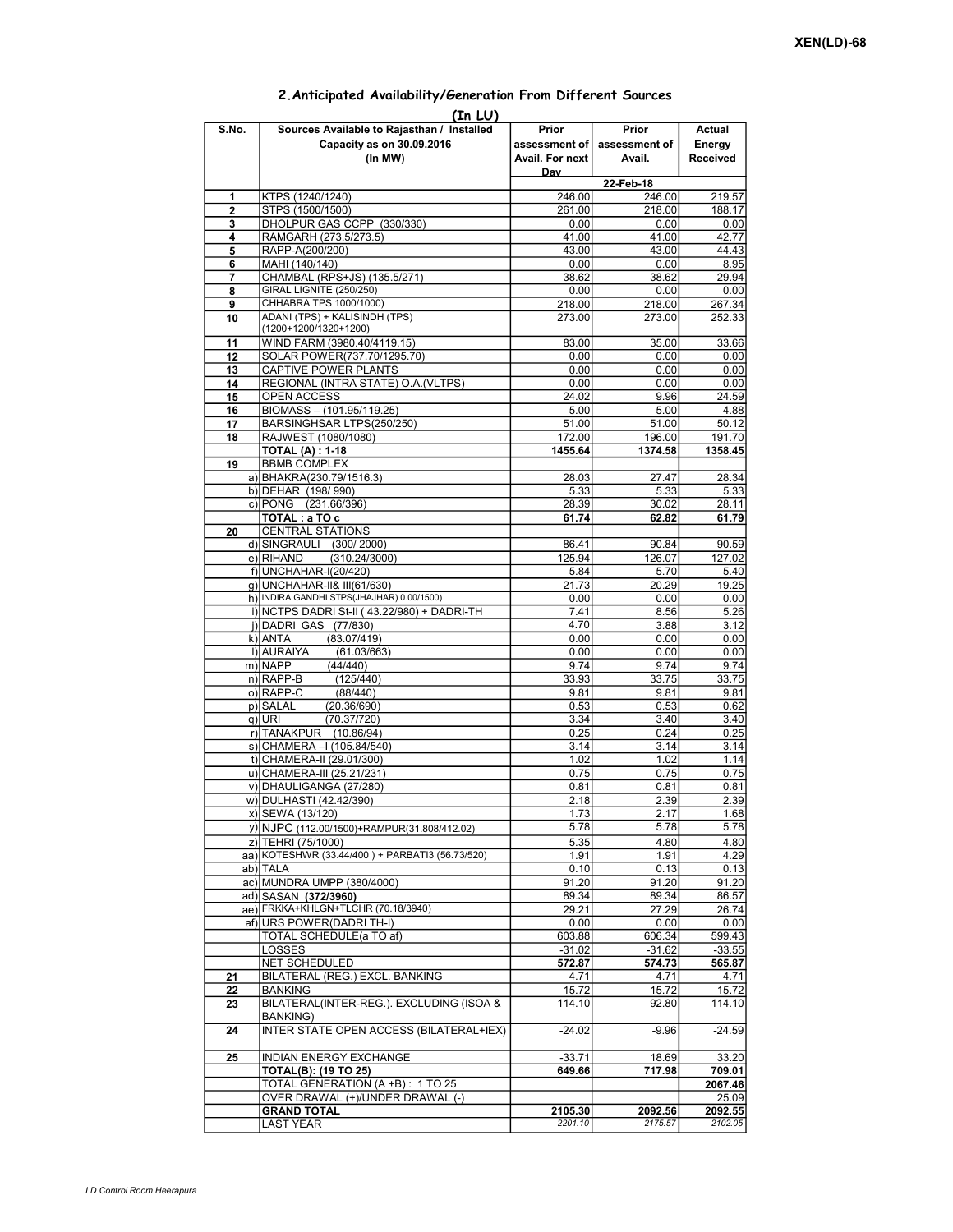XEN(LD)-68

## 2.Anticipated Availability/Generation From Different Sources

(In LU)

| S.No. | Sources Available to Rajasthan / Installed Capacity as on 30.09.2016 (In MW) | Prior assessment of Avail. For next Day | Prior assessment of Avail. | Actual Energy Received |
|---|---|---|---|---|
| | | 22-Feb-18 | | |
| 1 | KTPS (1240/1240) | 246.00 | 246.00 | 219.57 |
| 2 | STPS (1500/1500) | 261.00 | 218.00 | 188.17 |
| 3 | DHOLPUR GAS CCPP (330/330) | 0.00 | 0.00 | 0.00 |
| 4 | RAMGARH (273.5/273.5) | 41.00 | 41.00 | 42.77 |
| 5 | RAPP-A(200/200) | 43.00 | 43.00 | 44.43 |
| 6 | MAHI (140/140) | 0.00 | 0.00 | 8.95 |
| 7 | CHAMBAL (RPS+JS) (135.5/271) | 38.62 | 38.62 | 29.94 |
| 8 | GIRAL LIGNITE (250/250) | 0.00 | 0.00 | 0.00 |
| 9 | CHHABRA TPS 1000/1000) | 218.00 | 218.00 | 267.34 |
| 10 | ADANI (TPS) + KALISINDH (TPS) (1200+1200/1320+1200) | 273.00 | 273.00 | 252.33 |
| 11 | WIND FARM (3980.40/4119.15) | 83.00 | 35.00 | 33.66 |
| 12 | SOLAR POWER(737.70/1295.70) | 0.00 | 0.00 | 0.00 |
| 13 | CAPTIVE POWER PLANTS | 0.00 | 0.00 | 0.00 |
| 14 | REGIONAL (INTRA STATE) O.A.(VLTPS) | 0.00 | 0.00 | 0.00 |
| 15 | OPEN ACCESS | 24.02 | 9.96 | 24.59 |
| 16 | BIOMASS – (101.95/119.25) | 5.00 | 5.00 | 4.88 |
| 17 | BARSINGHSAR LTPS(250/250) | 51.00 | 51.00 | 50.12 |
| 18 | RAJWEST (1080/1080) | 172.00 | 196.00 | 191.70 |
| | **TOTAL (A) : 1-18** | **1455.64** | **1374.58** | **1358.45** |
| 19 | BBMB COMPLEX | | | |
| | a) BHAKRA(230.79/1516.3) | 28.03 | 27.47 | 28.34 |
| | b) DEHAR (198/ 990) | 5.33 | 5.33 | 5.33 |
| | c) PONG (231.66/396) | 28.39 | 30.02 | 28.11 |
| | **TOTAL : a TO c** | **61.74** | **62.82** | **61.79** |
| 20 | CENTRAL STATIONS | | | |
| | d) SINGRAULI (300/ 2000) | 86.41 | 90.84 | 90.59 |
| | e) RIHAND (310.24/3000) | 125.94 | 126.07 | 127.02 |
| | f) UNCHAHAR-I(20/420) | 5.84 | 5.70 | 5.40 |
| | g) UNCHAHAR-II& III(61/630) | 21.73 | 20.29 | 19.25 |
| | h) INDIRA GANDHI STPS(JHAJHAR) 0.00/1500) | 0.00 | 0.00 | 0.00 |
| | i) NCTPS DADRI St-II ( 43.22/980) + DADRI-TH | 7.41 | 8.56 | 5.26 |
| | j) DADRI GAS (77/830) | 4.70 | 3.88 | 3.12 |
| | k) ANTA (83.07/419) | 0.00 | 0.00 | 0.00 |
| | l) AURAIYA (61.03/663) | 0.00 | 0.00 | 0.00 |
| | m) NAPP (44/440) | 9.74 | 9.74 | 9.74 |
| | n) RAPP-B (125/440) | 33.93 | 33.75 | 33.75 |
| | o) RAPP-C (88/440) | 9.81 | 9.81 | 9.81 |
| | p) SALAL (20.36/690) | 0.53 | 0.53 | 0.62 |
| | q) URI (70.37/720) | 3.34 | 3.40 | 3.40 |
| | r) TANAKPUR (10.86/94) | 0.25 | 0.24 | 0.25 |
| | s) CHAMERA –I (105.84/540) | 3.14 | 3.14 | 3.14 |
| | t) CHAMERA-II (29.01/300) | 1.02 | 1.02 | 1.14 |
| | u) CHAMERA-III (25.21/231) | 0.75 | 0.75 | 0.75 |
| | v) DHAULIGANGA (27/280) | 0.81 | 0.81 | 0.81 |
| | w) DULHASTI (42.42/390) | 2.18 | 2.39 | 2.39 |
| | x) SEWA (13/120) | 1.73 | 2.17 | 1.68 |
| | y) NJPC (112.00/1500)+RAMPUR(31.808/412.02) | 5.78 | 5.78 | 5.78 |
| | z) TEHRI (75/1000) | 5.35 | 4.80 | 4.80 |
| | aa) KOTESHWR (33.44/400 ) + PARBATI3 (56.73/520) | 1.91 | 1.91 | 4.29 |
| | ab) TALA | 0.10 | 0.13 | 0.13 |
| | ac) MUNDRA UMPP (380/4000) | 91.20 | 91.20 | 91.20 |
| | ad) SASAN **(372/3960)** | 89.34 | 89.34 | 86.57 |
| | ae) FRKKA+KHLGN+TLCHR (70.18/3940) | 29.21 | 27.29 | 26.74 |
| | af) URS POWER(DADRI TH-I) | 0.00 | 0.00 | 0.00 |
| | TOTAL SCHEDULE(a TO af) | 603.88 | 606.34 | 599.43 |
| | LOSSES | -31.02 | -31.62 | -33.55 |
| | NET SCHEDULED | **572.87** | **574.73** | **565.87** |
| 21 | BILATERAL (REG.) EXCL. BANKING | 4.71 | 4.71 | 4.71 |
| 22 | BANKING | 15.72 | 15.72 | 15.72 |
| 23 | BILATERAL(INTER-REG.). EXCLUDING (ISOA & BANKING) | 114.10 | 92.80 | 114.10 |
| 24 | INTER STATE OPEN ACCESS (BILATERAL+IEX) | -24.02 | -9.96 | -24.59 |
| 25 | INDIAN ENERGY EXCHANGE | -33.71 | 18.69 | 33.20 |
| | **TOTAL(B): (19 TO 25)** | **649.66** | **717.98** | **709.01** |
| | TOTAL GENERATION (A +B) : 1 TO 25 | | | **2067.46** |
| | OVER DRAWAL (+)/UNDER DRAWAL (-) | | | 25.09 |
| | **GRAND TOTAL** | **2105.30** | **2092.56** | **2092.55** |
| | LAST YEAR | *2201.10* | *2175.57* | *2102.05* |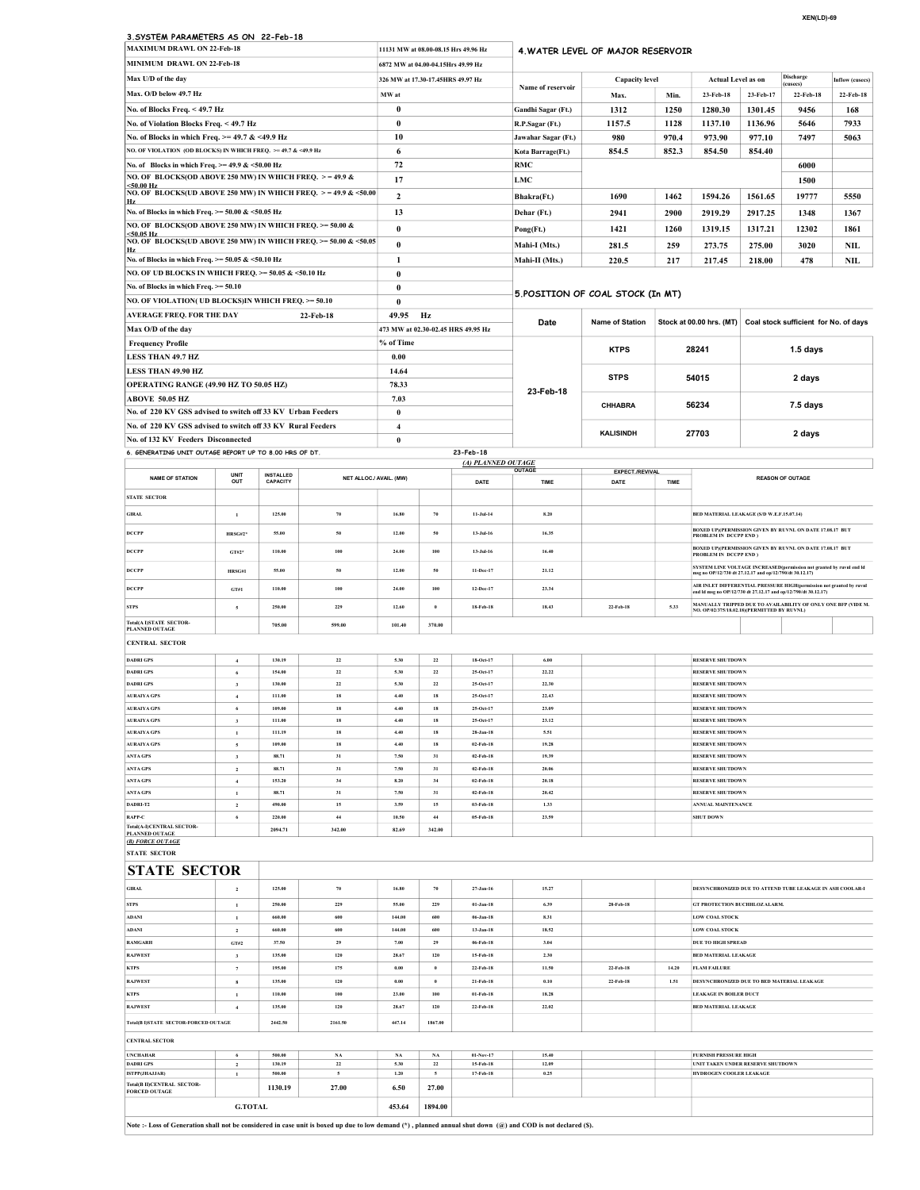## 3. SYSTEM PARAMETERS AS ON 22-Feb-18

| | |
|---|---|
| MAXIMUM DRAWL ON 22-Feb-18 | 11131 MW at 08.00-08.15 Hrs 49.96 Hz |
| MINIMUM DRAWL ON 22-Feb-18 | 6872 MW at 04.00-04.15Hrs 49.99 Hz |
| Max U/D of the day | 326 MW at 17.30-17.45HRS 49.97 Hz |
| Max. O/D below 49.7 Hz | MW at |
| No. of Blocks Freq. < 49.7 Hz | 0 |
| No. of Violation Blocks Freq. < 49.7 Hz | 0 |
| No. of Blocks in which Freq. >= 49.7 & <49.9 Hz | 10 |
| NO. OF VIOLATION (OD BLOCKS) IN WHICH FREQ. >= 49.7 & <49.9 Hz | 6 |
| No. of Blocks in which Freq. >= 49.9 & <50.00 Hz | 72 |
| NO. OF BLOCKS(OD ABOVE 250 MW) IN WHICH FREQ. > = 49.9 & <50.00 Hz | 17 |
| NO. OF BLOCKS(UD ABOVE 250 MW) IN WHICH FREQ. > = 49.9 & <50.00 Hz | 2 |
| No. of Blocks in which Freq. >= 50.00 & <50.05 Hz | 13 |
| NO. OF BLOCKS(OD ABOVE 250 MW) IN WHICH FREQ. >= 50.00 & <50.05 Hz | 0 |
| NO. OF BLOCKS(UD ABOVE 250 MW) IN WHICH FREQ. >= 50.00 & <50.05 Hz | 0 |
| No. of Blocks in which Freq. >= 50.05 & <50.10 Hz | 1 |
| NO. OF UD BLOCKS IN WHICH FREQ. >= 50.05 & <50.10 Hz | 0 |
| No. of Blocks in which Freq. >= 50.10 | 0 |
| NO. OF VIOLATION( UD BLOCKS)IN WHICH FREQ. >= 50.10 | 0 |
| AVERAGE FREQ. FOR THE DAY 22-Feb-18 | 49.95 Hz |
| Max O/D of the day | 473 MW at 02.30-02.45 HRS 49.95 Hz |
| Frequency Profile | % of Time |
| LESS THAN 49.7 HZ | 0.00 |
| LESS THAN 49.90 HZ | 14.64 |
| OPERATING RANGE (49.90 HZ TO 50.05 HZ) | 78.33 |
| ABOVE 50.05 HZ | 7.03 |
| No. of 220 KV GSS advised to switch off 33 KV Urban Feeders | 0 |
| No. of 220 KV GSS advised to switch off 33 KV Rural Feeders | 4 |
| No. of 132 KV Feeders Disconnected | 0 |

## 4. WATER LEVEL OF MAJOR RESERVOIR

| Name of reservoir | Capacity level | | Actual Level as on | | Discharge (cusecs) | Inflow (cusecs) |
|---|---|---|---|---|---|---|
| | Max. | Min. | 23-Feb-18 | 23-Feb-17 | 22-Feb-18 | 22-Feb-18 |
| Gandhi Sagar (Ft.) | 1312 | 1250 | 1280.30 | 1301.45 | 9456 | 168 |
| R.P.Sagar (Ft.) | 1157.5 | 1128 | 1137.10 | 1136.96 | 5646 | 7933 |
| Jawahar Sagar (Ft.) | 980 | 970.4 | 973.90 | 977.10 | 7497 | 5063 |
| Kota Barrage(Ft.) | 854.5 | 852.3 | 854.50 | 854.40 | | |
| RMC | | | | | 6000 | |
| LMC | | | | | 1500 | |
| Bhakra(Ft.) | 1690 | 1462 | 1594.26 | 1561.65 | 19777 | 5550 |
| Dehar (Ft.) | 2941 | 2900 | 2919.29 | 2917.25 | 1348 | 1367 |
| Pong(Ft.) | 1421 | 1260 | 1319.15 | 1317.21 | 12302 | 1861 |
| Mahi-I (Mts.) | 281.5 | 259 | 273.75 | 275.00 | 3020 | NIL |
| Mahi-II (Mts.) | 220.5 | 217 | 217.45 | 218.00 | 478 | NIL |

## 5. POSITION OF COAL STOCK (In MT)

| Date | Name of Station | Stock at 00.00 hrs. (MT) | Coal stock sufficient for No. of days |
|---|---|---|---|
| 23-Feb-18 | KTPS | 28241 | 1.5 days |
| | STPS | 54015 | 2 days |
| | CHHABRA | 56234 | 7.5 days |
| | KALISINDH | 27703 | 2 days |

## 6. GENERATING UNIT OUTAGE REPORT UP TO 8.00 HRS OF DT. 23-Feb-18

### (A) PLANNED OUTAGE

| NAME OF STATION | UNIT OUT | INSTALLED CAPACITY | NET ALLOC./ AVAIL. (MW) | | | OUTAGE DATE | OUTAGE TIME | EXPECT./REVIVAL DATE | EXPECT./REVIVAL TIME | REASON OF OUTAGE |
|---|---|---|---|---|---|---|---|---|---|---|
| **STATE SECTOR** | | | | | | | | | | |
| GIRAL | 1 | 125.00 | 70 | 16.80 | 70 | 11-Jul-14 | 8.20 | | | BED MATERIAL LEAKAGE (S/D W.E.F.15.07.14) |
| DCCPP | HRSG#2* | 55.00 | 50 | 12.00 | 50 | 13-Jul-16 | 16.35 | | | BOXED UP(PERMISSION GIVEN BY RUVNL ON DATE 17.08.17 BUT PROBLEM IN DCCPP END ) |
| DCCPP | GT#2* | 110.00 | 100 | 24.00 | 100 | 13-Jul-16 | 16.40 | | | BOXED UP(PERMISSION GIVEN BY RUVNL ON DATE 17.08.17 BUT PROBLEM IN DCCPP END ) |
| DCCPP | HRSG#1 | 55.00 | 50 | 12.00 | 50 | 11-Dec-17 | 21.12 | | | SYSTEM LINE VOLTAGE INCREASED(permission not granted by ruvnl end Id msg no OP/12/730 dt 27.12.17 and op/12/790/dt 30.12.17) |
| DCCPP | GT#1 | 110.00 | 100 | 24.00 | 100 | 12-Dec-17 | 23.34 | | | AIR INLET DIFFERENTIAL PRESSURE HIGH(permission not granted by ruvnl end Id msg no OP/12/730 dt 27.12.17 and op/12/790/dt 30.12.17) |
| STPS | 5 | 250.00 | 229 | 12.60 | 0 | 18-Feb-18 | 18.43 | 22-Feb-18 | 5.33 | MANUALLY TRIPPED DUE TO AVAILABILITY OF ONLY ONE BFP (VIDE M. NO. OP/02/375/18.02.18)(PERMITTED BY RUVNL) |
| Total(A-I)STATE SECTOR-PLANNED OUTAGE | | 705.00 | 599.00 | 101.40 | 370.00 | | | | | |
| **CENTRAL SECTOR** | | | | | | | | | | |
| DADRI GPS | 4 | 130.19 | 22 | 5.30 | 22 | 18-Oct-17 | 6.00 | | | RESERVE SHUTDOWN |
| DADRI GPS | 6 | 154.00 | 22 | 5.30 | 22 | 25-Oct-17 | 22.22 | | | RESERVE SHUTDOWN |
| DADRI GPS | 3 | 130.00 | 22 | 5.30 | 22 | 25-Oct-17 | 22.30 | | | RESERVE SHUTDOWN |
| AURAIYA GPS | 4 | 111.00 | 18 | 4.40 | 18 | 25-Oct-17 | 22.43 | | | RESERVE SHUTDOWN |
| AURAIYA GPS | 6 | 109.00 | 18 | 4.40 | 18 | 25-Oct-17 | 23.09 | | | RESERVE SHUTDOWN |
| AURAIYA GPS | 3 | 111.00 | 18 | 4.40 | 18 | 25-Oct-17 | 23.12 | | | RESERVE SHUTDOWN |
| AURAIYA GPS | 1 | 111.19 | 18 | 4.40 | 18 | 28-Jan-18 | 5.51 | | | RESERVE SHUTDOWN |
| AURAIYA GPS | 5 | 109.00 | 18 | 4.40 | 18 | 02-Feb-18 | 19.28 | | | RESERVE SHUTDOWN |
| ANTA GPS | 3 | 88.71 | 31 | 7.50 | 31 | 02-Feb-18 | 19.39 | | | RESERVE SHUTDOWN |
| ANTA GPS | 2 | 88.71 | 31 | 7.50 | 31 | 02-Feb-18 | 20.06 | | | RESERVE SHUTDOWN |
| ANTA GPS | 4 | 153.20 | 34 | 8.20 | 34 | 02-Feb-18 | 20.18 | | | RESERVE SHUTDOWN |
| ANTA GPS | 1 | 88.71 | 31 | 7.50 | 31 | 02-Feb-18 | 20.42 | | | RESERVE SHUTDOWN |
| DADRI-T2 | 2 | 490.00 | 15 | 3.59 | 15 | 03-Feb-18 | 1.33 | | | ANNUAL MAINTENANCE |
| RAPP-C | 6 | 220.00 | 44 | 10.50 | 44 | 05-Feb-18 | 23.59 | | | SHUT DOWN |
| Total(A-I)CENTRAL SECTOR-PLANNED OUTAGE | | 2094.71 | 342.00 | 82.69 | 342.00 | | | | | |

### (B) FORCE OUTAGE

| NAME OF STATION | UNIT OUT | INSTALLED CAPACITY | NET ALLOC./ AVAIL. (MW) | | | OUTAGE DATE | OUTAGE TIME | EXPECT./REVIVAL DATE | EXPECT./REVIVAL TIME | REASON OF OUTAGE |
|---|---|---|---|---|---|---|---|---|---|---|
| **STATE SECTOR** | | | | | | | | | | |
| GIRAL | 2 | 125.00 | 70 | 16.80 | 70 | 27-Jan-16 | 15.27 | | | DESYNCHRONIZED DUE TO ATTEND TUBE LEAKAGE IN ASH COOLAR-I |
| STPS | 1 | 250.00 | 229 | 55.00 | 229 | 01-Jan-18 | 6.39 | 28-Feb-18 | | GT PROTECTION BUCHHLOZ ALARM. |
| ADANI | 1 | 660.00 | 600 | 144.00 | 600 | 06-Jan-18 | 8.31 | | | LOW COAL STOCK |
| ADANI | 2 | 660.00 | 600 | 144.00 | 600 | 13-Jan-18 | 18.52 | | | LOW COAL STOCK |
| RAMGARH | GT#2 | 37.50 | 29 | 7.00 | 29 | 06-Feb-18 | 3.04 | | | DUE TO HIGH SPREAD |
| RAJWEST | 3 | 135.00 | 120 | 28.67 | 120 | 15-Feb-18 | 2.30 | | | BED MATERIAL LEAKAGE |
| KTPS | 7 | 195.00 | 175 | 0.00 | 0 | 22-Feb-18 | 11.50 | 22-Feb-18 | 14.20 | FLAM FAILURE |
| RAJWEST | 8 | 135.00 | 120 | 0.00 | 0 | 21-Feb-18 | 0.10 | 22-Feb-18 | 1.51 | DESYNCHRONIZED DUE TO BED MATERIAL LEAKAGE |
| KTPS | 1 | 110.00 | 100 | 23.00 | 100 | 01-Feb-18 | 18.28 | | | LEAKAGE IN BOILER DUCT |
| RAJWEST | 4 | 135.00 | 120 | 28.67 | 120 | 22-Feb-18 | 22.02 | | | BED MATERIAL LEAKAGE |
| Total(B I)STATE SECTOR-FORCED OUTAGE | | 2442.50 | 2161.50 | 447.14 | 1867.00 | | | | | |
| **CENTRAL SECTOR** | | | | | | | | | | |
| UNCHAHAR | 6 | 500.00 | NA | NA | NA | 01-Nov-17 | 15.40 | | | FURNISH PRESSURE HIGH |
| DADRI GPS | 2 | 130.19 | 22 | 5.30 | 22 | 15-Feb-18 | 12.09 | | | UNIT TAKEN UNDER RESERVE SHUTDOWN |
| ISTPP(JHAJJAR) | 1 | 500.00 | 5 | 1.20 | 5 | 17-Feb-18 | 0.25 | | | HYDROGEN COOLER LEAKAGE |
| Total(B II)CENTRAL SECTOR-FORCED OUTAGE | | 1130.19 | 27.00 | 6.50 | 27.00 | | | | | |
| G.TOTAL | | | | 453.64 | 1894.00 | | | | | |

Note :- Loss of Generation shall not be considered in case unit is boxed up due to low demand (*) , planned annual shut down (@) and COD is not declared ($).